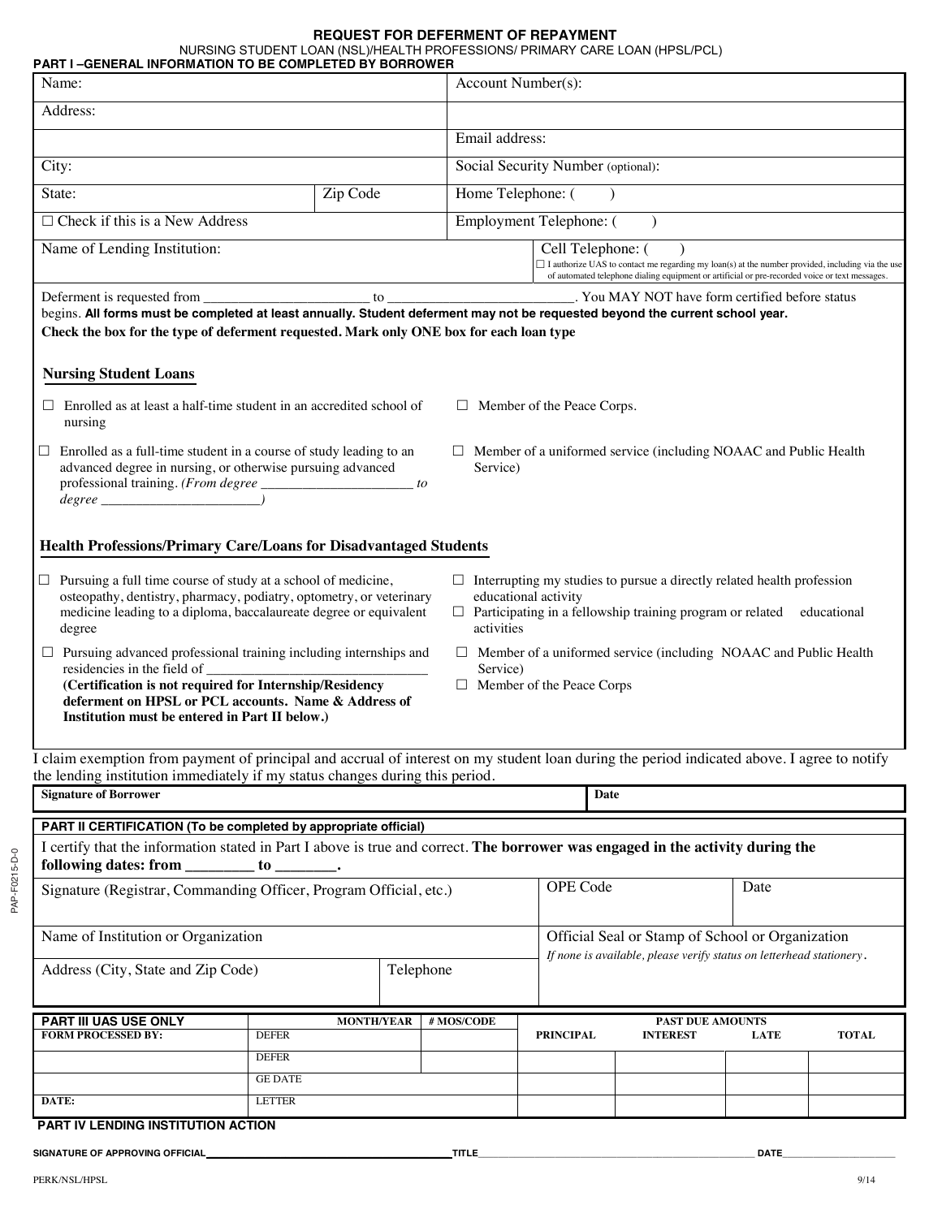# REQUEST FOR DEFERMENT OF REPAYMENT

NURSING STUDENT LOAN (NSL)/HEALTH PROFESSIONS/ PRIMARY CARE LOAN (HPSL/PCL)

**PART I –GENERAL INFORMATION TO BE COMPLETED BY BORROWER**

| | | |
|---|---|---|
| Name: | | Account Number(s): |
| Address: | | |
| | | Email address: |
| City: | | Social Security Number (optional): |
| State: | Zip Code | Home Telephone: ( ) |
| ☐ Check if this is a New Address | | Employment Telephone: ( ) |
| Name of Lending Institution: | | Cell Telephone: ( ) ☐ I authorize UAS to contact me regarding my loan(s) at the number provided, including via the use of automated telephone dialing equipment or artificial or pre-recorded voice or text messages. |

Deferment is requested from _______________________ to _________________________. You MAY NOT have form certified before status begins. **All forms must be completed at least annually. Student deferment may not be requested beyond the current school year.**

**Check the box for the type of deferment requested. Mark only ONE box for each loan type**

## Nursing Student Loans

- ☐ Enrolled as at least a half-time student in an accredited school of nursing
- ☐ Enrolled as a full-time student in a course of study leading to an advanced degree in nursing, or otherwise pursuing advanced professional training. *(From degree _____________________ to degree ______________________)*
- ☐ Member of the Peace Corps.
- ☐ Member of a uniformed service (including NOAAC and Public Health Service)

## Health Professions/Primary Care/Loans for Disadvantaged Students

- ☐ Pursuing a full time course of study at a school of medicine, osteopathy, dentistry, pharmacy, podiatry, optometry, or veterinary medicine leading to a diploma, baccalaureate degree or equivalent degree
- ☐ Pursuing advanced professional training including internships and residencies in the field of _______________________________ **(Certification is not required for Internship/Residency deferment on HPSL or PCL accounts. Name & Address of Institution must be entered in Part II below.)**
- ☐ Interrupting my studies to pursue a directly related health profession educational activity
- ☐ Participating in a fellowship training program or related educational activities
- ☐ Member of a uniformed service (including NOAAC and Public Health Service)
- ☐ Member of the Peace Corps

I claim exemption from payment of principal and accrual of interest on my student loan during the period indicated above. I agree to notify the lending institution immediately if my status changes during this period.

| **Signature of Borrower** | **Date** |
|---|---|
| | |

**PART II CERTIFICATION (To be completed by appropriate official)**

I certify that the information stated in Part I above is true and correct. **The borrower was engaged in the activity during the following dates: from ________ to _______.**

| | | OPE Code | Date |
|---|---|---|---|
| Signature (Registrar, Commanding Officer, Program Official, etc.) | | | |
| Name of Institution or Organization | | Official Seal or Stamp of School or Organization *If none is available, please verify status on letterhead stationery.* | |
| Address (City, State and Zip Code) | Telephone | | |

| **PART III UAS USE ONLY** | **MONTH/YEAR** | **# MOS/CODE** | **PAST DUE AMOUNTS** | | | |
|---|---|---|---|---|---|---|
| **FORM PROCESSED BY:** | DEFER | | **PRINCIPAL** | **INTEREST** | **LATE** | **TOTAL** |
| | DEFER | | | | | |
| | GE DATE | | | | | |
| **DATE:** | LETTER | | | | | |

**PART IV LENDING INSTITUTION ACTION**

**SIGNATURE OF APPROVING OFFICIAL**_____________________________ **TITLE**_____________________________ **DATE**____________________

PAP-F0215-D-0

PERK/NSL/HPSL 9/14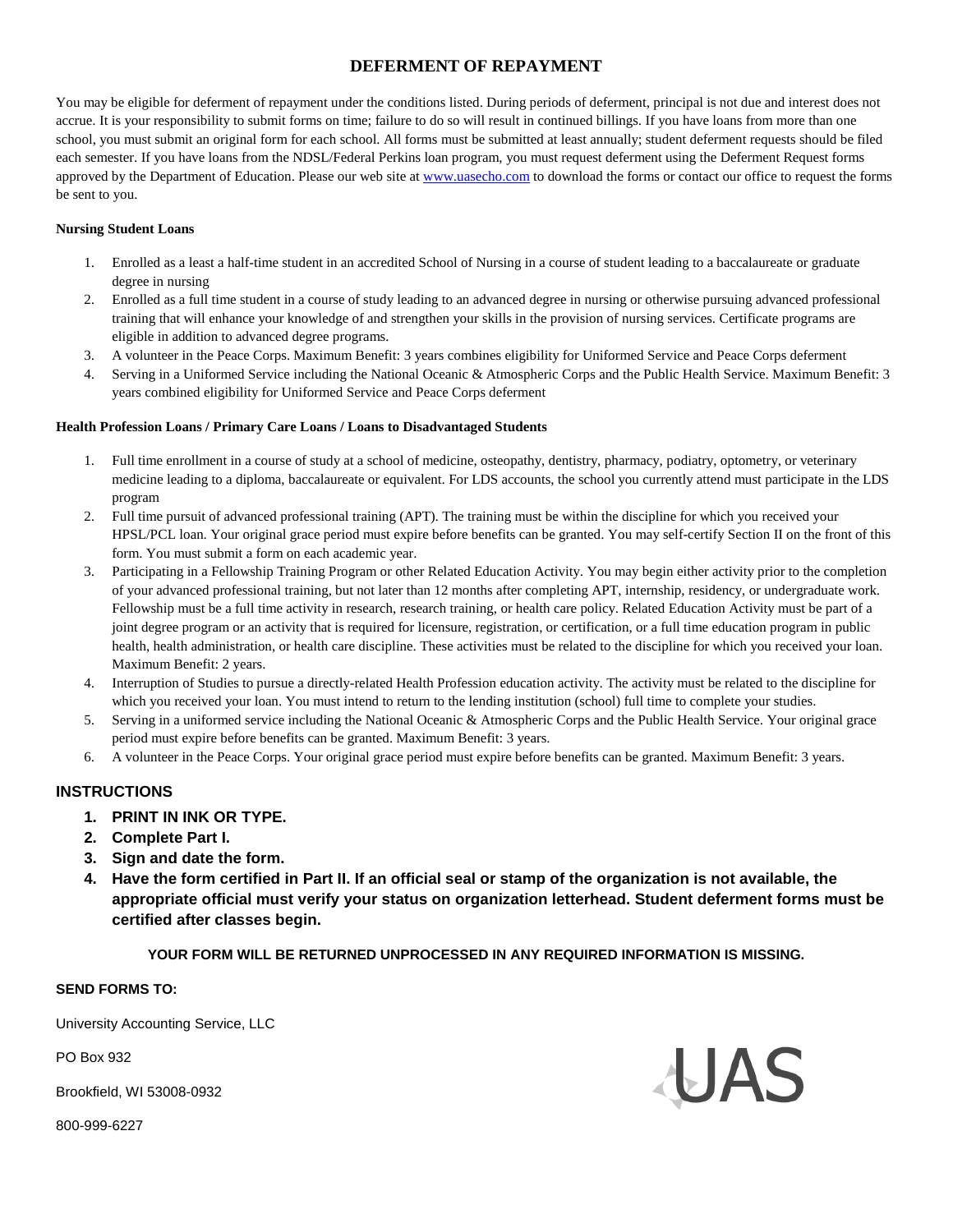# DEFERMENT OF REPAYMENT

You may be eligible for deferment of repayment under the conditions listed. During periods of deferment, principal is not due and interest does not accrue. It is your responsibility to submit forms on time; failure to do so will result in continued billings. If you have loans from more than one school, you must submit an original form for each school. All forms must be submitted at least annually; student deferment requests should be filed each semester. If you have loans from the NDSL/Federal Perkins loan program, you must request deferment using the Deferment Request forms approved by the Department of Education. Please our web site at www.uasecho.com to download the forms or contact our office to request the forms be sent to you.

**Nursing Student Loans**

1. Enrolled as a least a half-time student in an accredited School of Nursing in a course of student leading to a baccalaureate or graduate degree in nursing
2. Enrolled as a full time student in a course of study leading to an advanced degree in nursing or otherwise pursuing advanced professional training that will enhance your knowledge of and strengthen your skills in the provision of nursing services. Certificate programs are eligible in addition to advanced degree programs.
3. A volunteer in the Peace Corps. Maximum Benefit: 3 years combines eligibility for Uniformed Service and Peace Corps deferment
4. Serving in a Uniformed Service including the National Oceanic & Atmospheric Corps and the Public Health Service. Maximum Benefit: 3 years combined eligibility for Uniformed Service and Peace Corps deferment

**Health Profession Loans / Primary Care Loans / Loans to Disadvantaged Students**

1. Full time enrollment in a course of study at a school of medicine, osteopathy, dentistry, pharmacy, podiatry, optometry, or veterinary medicine leading to a diploma, baccalaureate or equivalent. For LDS accounts, the school you currently attend must participate in the LDS program
2. Full time pursuit of advanced professional training (APT). The training must be within the discipline for which you received your HPSL/PCL loan. Your original grace period must expire before benefits can be granted. You may self-certify Section II on the front of this form. You must submit a form on each academic year.
3. Participating in a Fellowship Training Program or other Related Education Activity. You may begin either activity prior to the completion of your advanced professional training, but not later than 12 months after completing APT, internship, residency, or undergraduate work. Fellowship must be a full time activity in research, research training, or health care policy. Related Education Activity must be part of a joint degree program or an activity that is required for licensure, registration, or certification, or a full time education program in public health, health administration, or health care discipline. These activities must be related to the discipline for which you received your loan. Maximum Benefit: 2 years.
4. Interruption of Studies to pursue a directly-related Health Profession education activity. The activity must be related to the discipline for which you received your loan. You must intend to return to the lending institution (school) full time to complete your studies.
5. Serving in a uniformed service including the National Oceanic & Atmospheric Corps and the Public Health Service. Your original grace period must expire before benefits can be granted. Maximum Benefit: 3 years.
6. A volunteer in the Peace Corps. Your original grace period must expire before benefits can be granted. Maximum Benefit: 3 years.

## INSTRUCTIONS

1. **PRINT IN INK OR TYPE.**
2. **Complete Part I.**
3. **Sign and date the form.**
4. **Have the form certified in Part II. If an official seal or stamp of the organization is not available, the appropriate official must verify your status on organization letterhead. Student deferment forms must be certified after classes begin.**

**YOUR FORM WILL BE RETURNED UNPROCESSED IN ANY REQUIRED INFORMATION IS MISSING.**

**SEND FORMS TO:**

University Accounting Service, LLC

PO Box 932

Brookfield, WI 53008-0932

800-999-6227

UAS